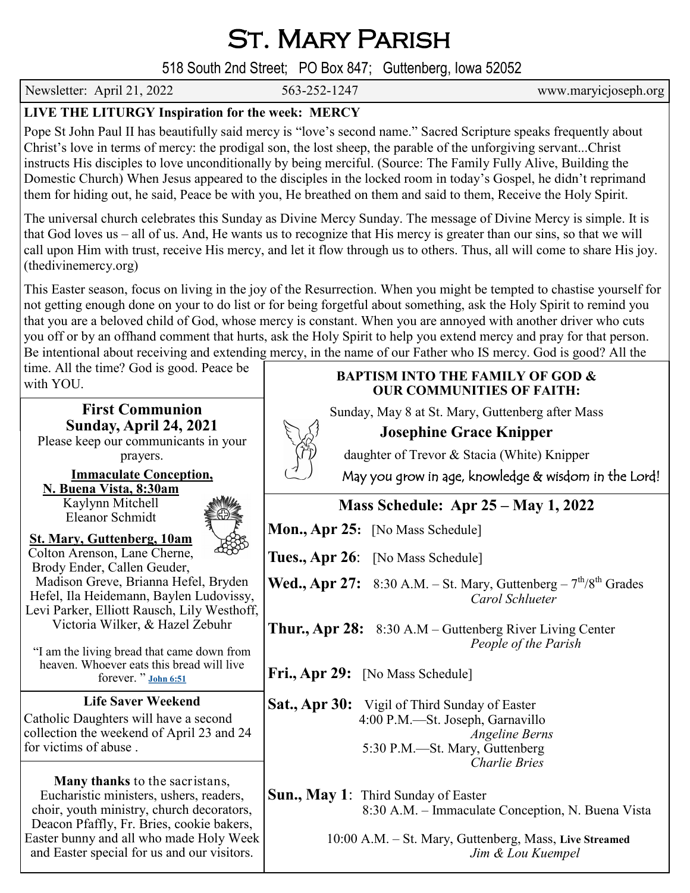# St. Mary Parish

518 South 2nd Street; PO Box 847; Guttenberg, Iowa 52052

Newsletter: April 21, 2022 563-252-1247 www.maryicjoseph.org

**LIVE THE LITURGY Inspiration for the week: MERCY**

Pope St John Paul II has beautifully said mercy is "love's second name." Sacred Scripture speaks frequently about Christ's love in terms of mercy: the prodigal son, the lost sheep, the parable of the unforgiving servant...Christ instructs His disciples to love unconditionally by being merciful. (Source: The Family Fully Alive, Building the Domestic Church) When Jesus appeared to the disciples in the locked room in today's Gospel, he didn't reprimand them for hiding out, he said, Peace be with you, He breathed on them and said to them, Receive the Holy Spirit.

The universal church celebrates this Sunday as Divine Mercy Sunday. The message of Divine Mercy is simple. It is that God loves us – all of us. And, He wants us to recognize that His mercy is greater than our sins, so that we will call upon Him with trust, receive His mercy, and let it flow through us to others. Thus, all will come to share His joy. (thedivinemercy.org)

This Easter season, focus on living in the joy of the Resurrection. When you might be tempted to chastise yourself for not getting enough done on your to do list or for being forgetful about something, ask the Holy Spirit to remind you that you are a beloved child of God, whose mercy is constant. When you are annoyed with another driver who cuts you off or by an offhand comment that hurts, ask the Holy Spirit to help you extend mercy and pray for that person. Be intentional about receiving and extending mercy, in the name of our Father who IS mercy. God is good? All the time. All the time? God is good. Peace be with YOU.

## First Communion
## Sunday, April 24, 2021

Please keep our communicants in your prayers.

**Immaculate Conception, N. Buena Vista, 8:30am**
Kaylynn Mitchell
Eleanor Schmidt

**St. Mary, Guttenberg, 10am**
Colton Arenson, Lane Cherne, Brody Ender, Callen Geuder, Madison Greve, Brianna Hefel, Bryden Hefel, Ila Heidemann, Baylen Ludovissy, Levi Parker, Elliott Rausch, Lily Westhoff, Victoria Wilker, & Hazel Zebuhr

"I am the living bread that came down from heaven. Whoever eats this bread will live forever. " John 6:51

**Life Saver Weekend**

Catholic Daughters will have a second collection the weekend of April 23 and 24 for victims of abuse .

**Many thanks** to the sacristans, Eucharistic ministers, ushers, readers, choir, youth ministry, church decorators, Deacon Pfaffly, Fr. Bries, cookie bakers, Easter bunny and all who made Holy Week and Easter special for us and our visitors.

**BAPTISM INTO THE FAMILY OF GOD & OUR COMMUNITIES OF FAITH:**

Sunday, May 8 at St. Mary, Guttenberg after Mass

**Josephine Grace Knipper**

daughter of Trevor & Stacia (White) Knipper

May you grow in age, knowledge & wisdom in the Lord!

## Mass Schedule: Apr 25 – May 1, 2022

**Mon., Apr 25:** [No Mass Schedule]

**Tues., Apr 26:** [No Mass Schedule]

**Wed., Apr 27:** 8:30 A.M. – St. Mary, Guttenberg – 7th/8th Grades
*Carol Schlueter*

**Thur., Apr 28:** 8:30 A.M – Guttenberg River Living Center
*People of the Parish*

**Fri., Apr 29:** [No Mass Schedule]

**Sat., Apr 30:** Vigil of Third Sunday of Easter
4:00 P.M.—St. Joseph, Garnavillo
*Angeline Berns*
5:30 P.M.—St. Mary, Guttenberg
*Charlie Bries*

**Sun., May 1**: Third Sunday of Easter
8:30 A.M. – Immaculate Conception, N. Buena Vista

10:00 A.M. – St. Mary, Guttenberg, Mass, **Live Streamed**
*Jim & Lou Kuempel*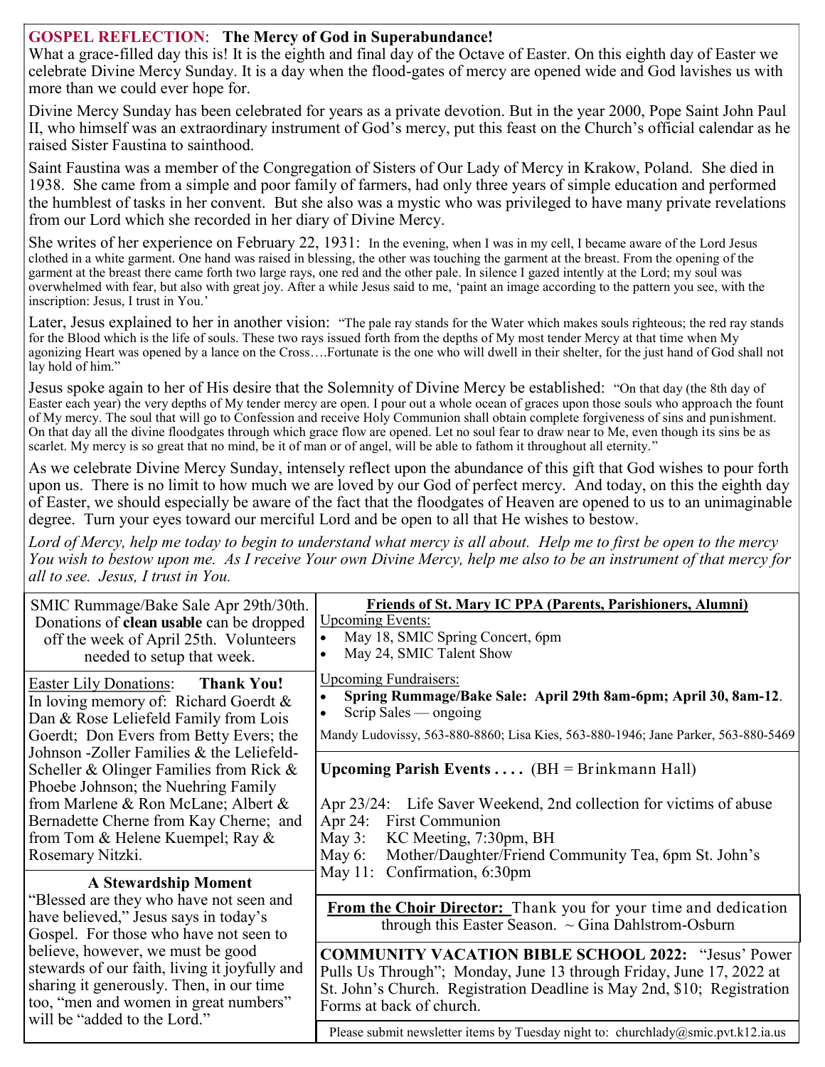**GOSPEL REFLECTION**: **The Mercy of God in Superabundance!**

What a grace-filled day this is! It is the eighth and final day of the Octave of Easter. On this eighth day of Easter we celebrate Divine Mercy Sunday. It is a day when the flood-gates of mercy are opened wide and God lavishes us with more than we could ever hope for.

Divine Mercy Sunday has been celebrated for years as a private devotion. But in the year 2000, Pope Saint John Paul II, who himself was an extraordinary instrument of God's mercy, put this feast on the Church's official calendar as he raised Sister Faustina to sainthood.

Saint Faustina was a member of the Congregation of Sisters of Our Lady of Mercy in Krakow, Poland. She died in 1938. She came from a simple and poor family of farmers, had only three years of simple education and performed the humblest of tasks in her convent. But she also was a mystic who was privileged to have many private revelations from our Lord which she recorded in her diary of Divine Mercy.

She writes of her experience on February 22, 1931: In the evening, when I was in my cell, I became aware of the Lord Jesus clothed in a white garment. One hand was raised in blessing, the other was touching the garment at the breast. From the opening of the garment at the breast there came forth two large rays, one red and the other pale. In silence I gazed intently at the Lord; my soul was overwhelmed with fear, but also with great joy. After a while Jesus said to me, 'paint an image according to the pattern you see, with the inscription: Jesus, I trust in You.'

Later, Jesus explained to her in another vision: "The pale ray stands for the Water which makes souls righteous; the red ray stands for the Blood which is the life of souls. These two rays issued forth from the depths of My most tender Mercy at that time when My agonizing Heart was opened by a lance on the Cross….Fortunate is the one who will dwell in their shelter, for the just hand of God shall not lay hold of him."

Jesus spoke again to her of His desire that the Solemnity of Divine Mercy be established: "On that day (the 8th day of Easter each year) the very depths of My tender mercy are open. I pour out a whole ocean of graces upon those souls who approach the fount of My mercy. The soul that will go to Confession and receive Holy Communion shall obtain complete forgiveness of sins and punishment. On that day all the divine floodgates through which grace flow are opened. Let no soul fear to draw near to Me, even though its sins be as scarlet. My mercy is so great that no mind, be it of man or of angel, will be able to fathom it throughout all eternity."

As we celebrate Divine Mercy Sunday, intensely reflect upon the abundance of this gift that God wishes to pour forth upon us. There is no limit to how much we are loved by our God of perfect mercy. And today, on this the eighth day of Easter, we should especially be aware of the fact that the floodgates of Heaven are opened to us to an unimaginable degree. Turn your eyes toward our merciful Lord and be open to all that He wishes to bestow.

*Lord of Mercy, help me today to begin to understand what mercy is all about. Help me to first be open to the mercy You wish to bestow upon me. As I receive Your own Divine Mercy, help me also to be an instrument of that mercy for all to see. Jesus, I trust in You.*

---

SMIC Rummage/Bake Sale Apr 29th/30th. Donations of **clean usable** can be dropped off the week of April 25th. Volunteers needed to setup that week.

Easter Lily Donations: **Thank You!**
In loving memory of: Richard Goerdt & Dan & Rose Leliefeld Family from Lois Goerdt; Don Evers from Betty Evers; the Johnson -Zoller Families & the Leliefeld-Scheller & Olinger Families from Rick & Phoebe Johnson; the Nuehring Family from Marlene & Ron McLane; Albert & Bernadette Cherne from Kay Cherne; and from Tom & Helene Kuempel; Ray & Rosemary Nitzki.

**A Stewardship Moment**

"Blessed are they who have not seen and have believed," Jesus says in today's Gospel. For those who have not seen to believe, however, we must be good stewards of our faith, living it joyfully and sharing it generously. Then, in our time too, "men and women in great numbers" will be "added to the Lord."

**Friends of St. Mary IC PPA (Parents, Parishioners, Alumni)**

Upcoming Events:
- May 18, SMIC Spring Concert, 6pm
- May 24, SMIC Talent Show

Upcoming Fundraisers:
- **Spring Rummage/Bake Sale: April 29th 8am-6pm; April 30, 8am-12**.
- Scrip Sales — ongoing

Mandy Ludovissy, 563-880-8860; Lisa Kies, 563-880-1946; Jane Parker, 563-880-5469

**Upcoming Parish Events . . . .** (BH = Brinkmann Hall)

Apr 23/24: Life Saver Weekend, 2nd collection for victims of abuse
Apr 24: First Communion
May 3: KC Meeting, 7:30pm, BH
May 6: Mother/Daughter/Friend Community Tea, 6pm St. John's
May 11: Confirmation, 6:30pm

**From the Choir Director:** Thank you for your time and dedication through this Easter Season. ~ Gina Dahlstrom-Osburn

**COMMUNITY VACATION BIBLE SCHOOL 2022:** "Jesus' Power Pulls Us Through"; Monday, June 13 through Friday, June 17, 2022 at St. John's Church. Registration Deadline is May 2nd, $10; Registration Forms at back of church.

Please submit newsletter items by Tuesday night to: churchlady@smic.pvt.k12.ia.us